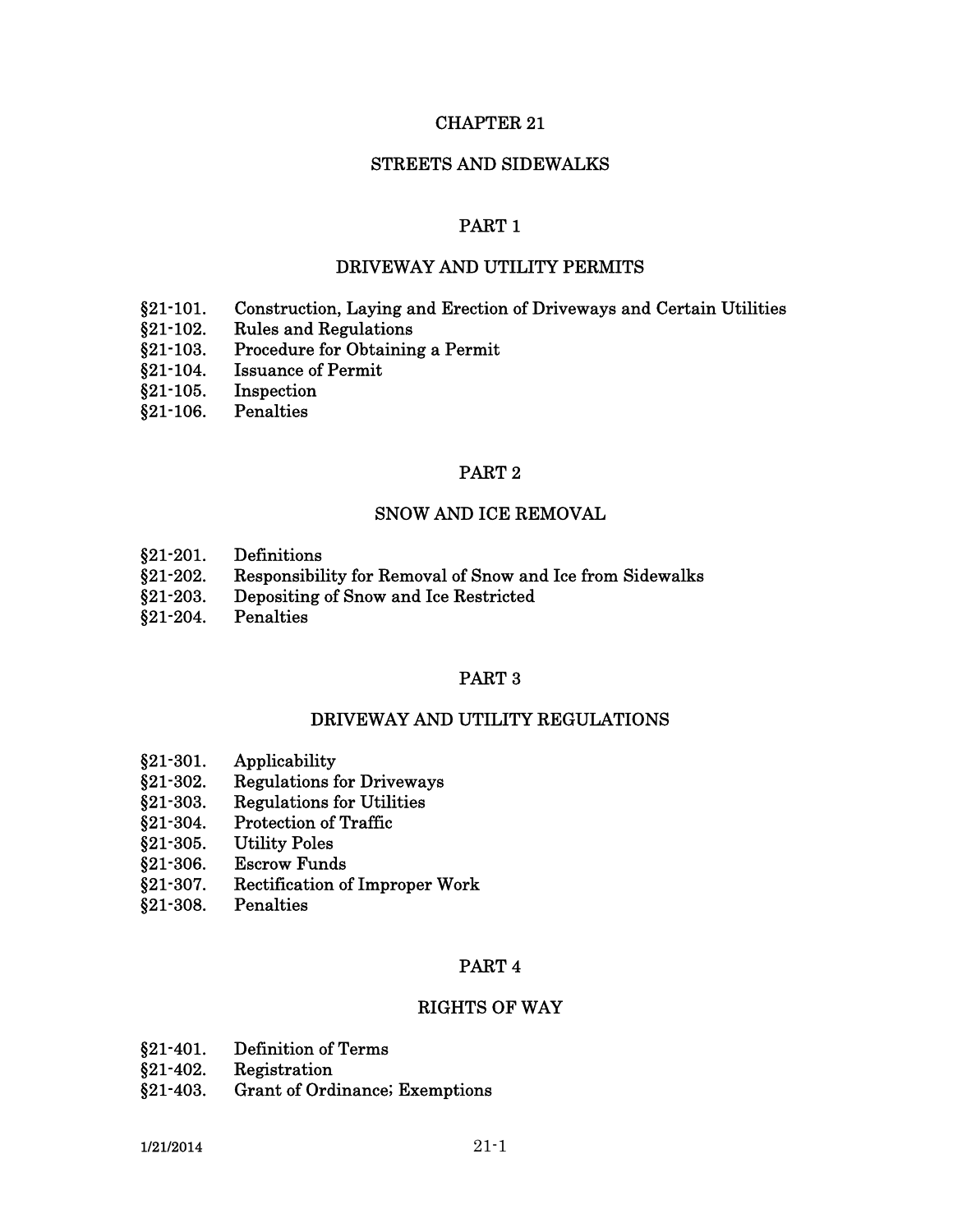# CHAPTER 21

# STREETS AND SIDEWALKS

## PART 1

## DRIVEWAY AND UTILITY PERMITS

§21-101. Construction, Laying and Erection of Driveways and Certain Utilities
§21-102. Rules and Regulations
§21-103. Procedure for Obtaining a Permit
§21-104. Issuance of Permit
§21-105. Inspection
§21-106. Penalties

## PART 2

## SNOW AND ICE REMOVAL

§21-201. Definitions
§21-202. Responsibility for Removal of Snow and Ice from Sidewalks
§21-203. Depositing of Snow and Ice Restricted
§21-204. Penalties

## PART 3

## DRIVEWAY AND UTILITY REGULATIONS

§21-301. Applicability
§21-302. Regulations for Driveways
§21-303. Regulations for Utilities
§21-304. Protection of Traffic
§21-305. Utility Poles
§21-306. Escrow Funds
§21-307. Rectification of Improper Work
§21-308. Penalties

## PART 4

## RIGHTS OF WAY

§21-401. Definition of Terms
§21-402. Registration
§21-403. Grant of Ordinance; Exemptions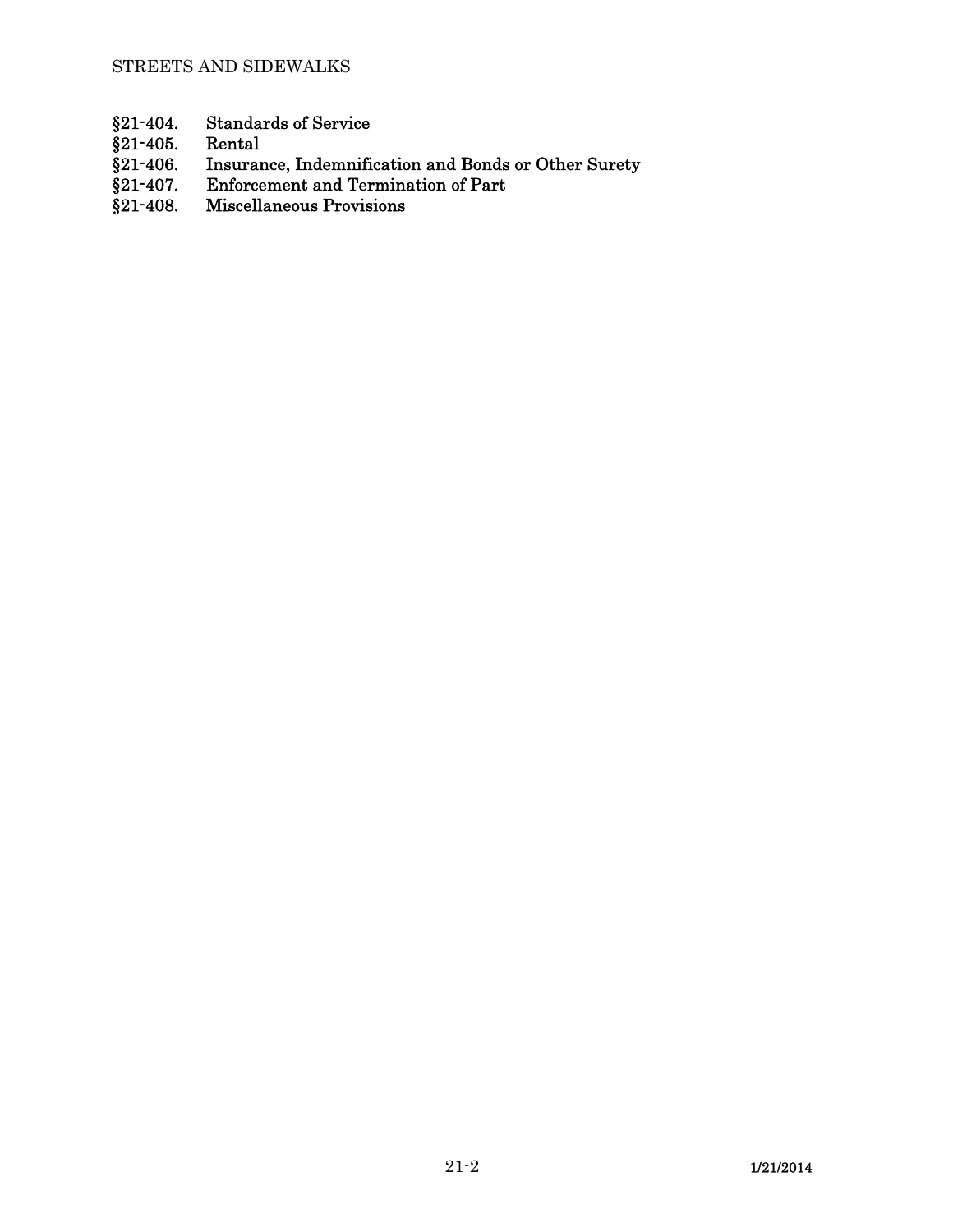§21-404. Standards of Service
§21-405. Rental
§21-406. Insurance, Indemnification and Bonds or Other Surety
§21-407. Enforcement and Termination of Part
§21-408. Miscellaneous Provisions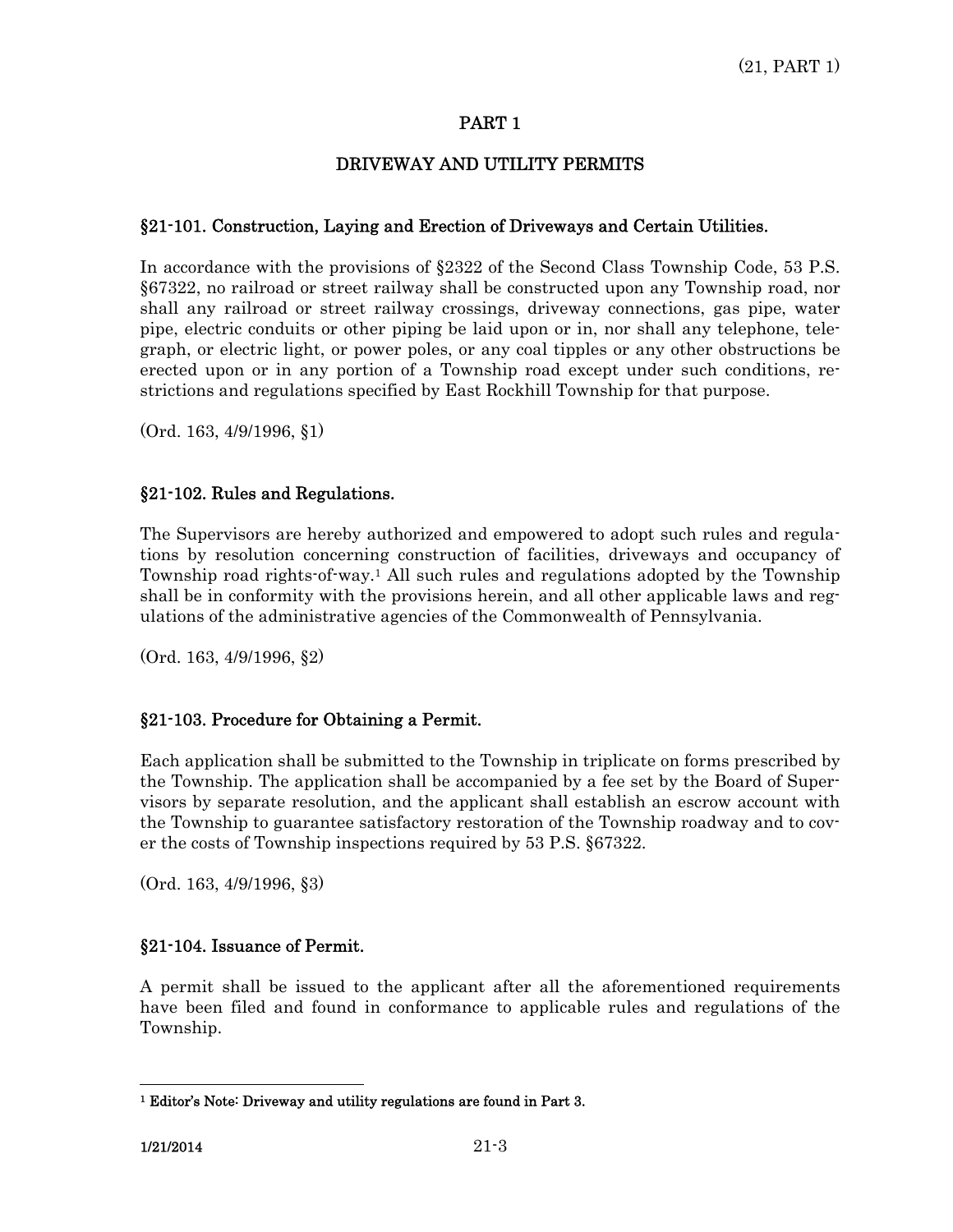# PART 1

## DRIVEWAY AND UTILITY PERMITS

### §21-101. Construction, Laying and Erection of Driveways and Certain Utilities.

In accordance with the provisions of §2322 of the Second Class Township Code, 53 P.S. §67322, no railroad or street railway shall be constructed upon any Township road, nor shall any railroad or street railway crossings, driveway connections, gas pipe, water pipe, electric conduits or other piping be laid upon or in, nor shall any telephone, telegraph, or electric light, or power poles, or any coal tipples or any other obstructions be erected upon or in any portion of a Township road except under such conditions, restrictions and regulations specified by East Rockhill Township for that purpose.

(Ord. 163, 4/9/1996, §1)

### §21-102. Rules and Regulations.

The Supervisors are hereby authorized and empowered to adopt such rules and regulations by resolution concerning construction of facilities, driveways and occupancy of Township road rights-of-way.[1] All such rules and regulations adopted by the Township shall be in conformity with the provisions herein, and all other applicable laws and regulations of the administrative agencies of the Commonwealth of Pennsylvania.

(Ord. 163, 4/9/1996, §2)

### §21-103. Procedure for Obtaining a Permit.

Each application shall be submitted to the Township in triplicate on forms prescribed by the Township. The application shall be accompanied by a fee set by the Board of Supervisors by separate resolution, and the applicant shall establish an escrow account with the Township to guarantee satisfactory restoration of the Township roadway and to cover the costs of Township inspections required by 53 P.S. §67322.

(Ord. 163, 4/9/1996, §3)

### §21-104. Issuance of Permit.

A permit shall be issued to the applicant after all the aforementioned requirements have been filed and found in conformance to applicable rules and regulations of the Township.

---

[1] **Editor's Note: Driveway and utility regulations are found in Part 3.**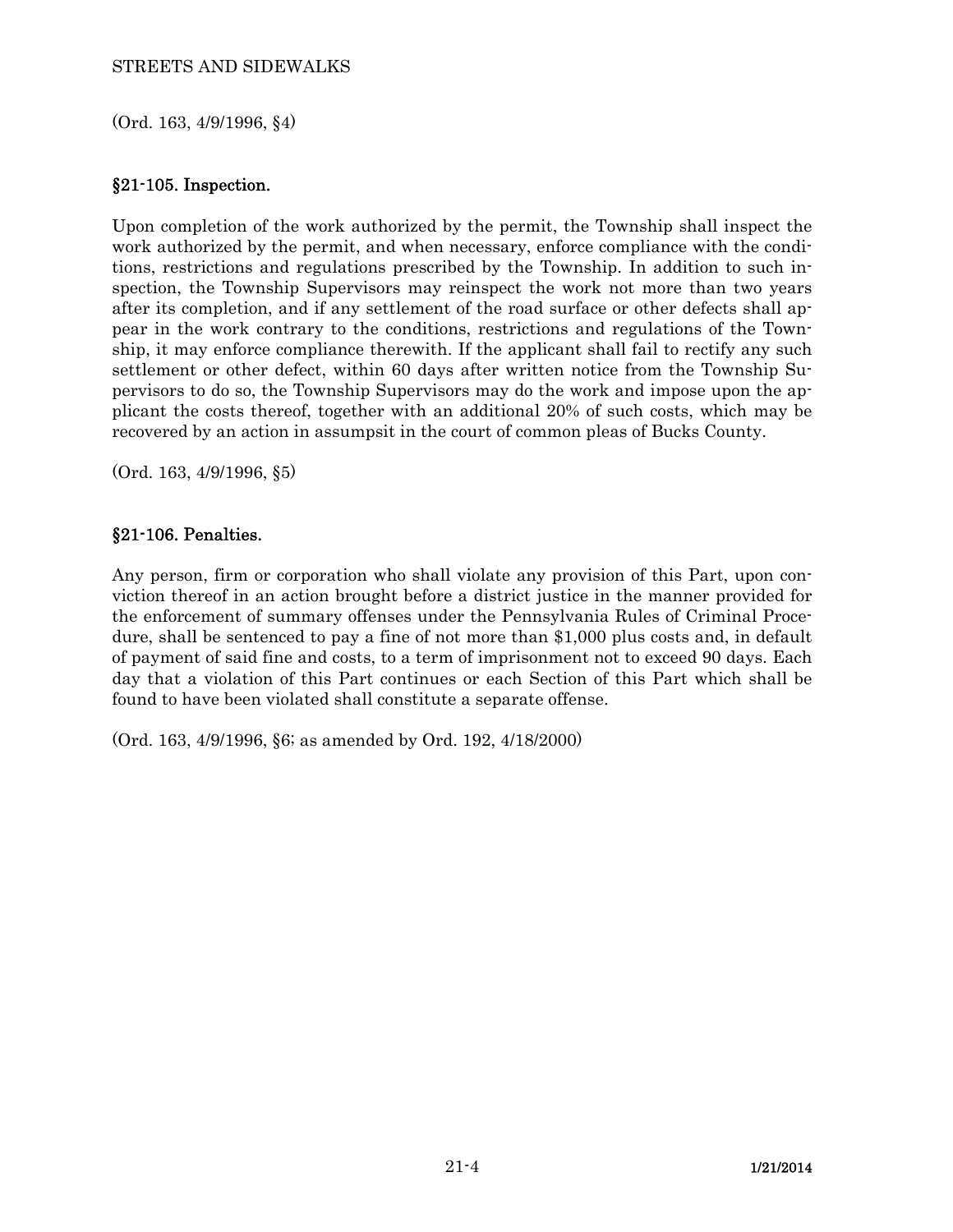(Ord. 163, 4/9/1996, §4)

## §21-105. Inspection.

Upon completion of the work authorized by the permit, the Township shall inspect the work authorized by the permit, and when necessary, enforce compliance with the conditions, restrictions and regulations prescribed by the Township. In addition to such inspection, the Township Supervisors may reinspect the work not more than two years after its completion, and if any settlement of the road surface or other defects shall appear in the work contrary to the conditions, restrictions and regulations of the Township, it may enforce compliance therewith. If the applicant shall fail to rectify any such settlement or other defect, within 60 days after written notice from the Township Supervisors to do so, the Township Supervisors may do the work and impose upon the applicant the costs thereof, together with an additional 20% of such costs, which may be recovered by an action in assumpsit in the court of common pleas of Bucks County.

(Ord. 163, 4/9/1996, §5)

## §21-106. Penalties.

Any person, firm or corporation who shall violate any provision of this Part, upon conviction thereof in an action brought before a district justice in the manner provided for the enforcement of summary offenses under the Pennsylvania Rules of Criminal Procedure, shall be sentenced to pay a fine of not more than $1,000 plus costs and, in default of payment of said fine and costs, to a term of imprisonment not to exceed 90 days. Each day that a violation of this Part continues or each Section of this Part which shall be found to have been violated shall constitute a separate offense.

(Ord. 163, 4/9/1996, §6; as amended by Ord. 192, 4/18/2000)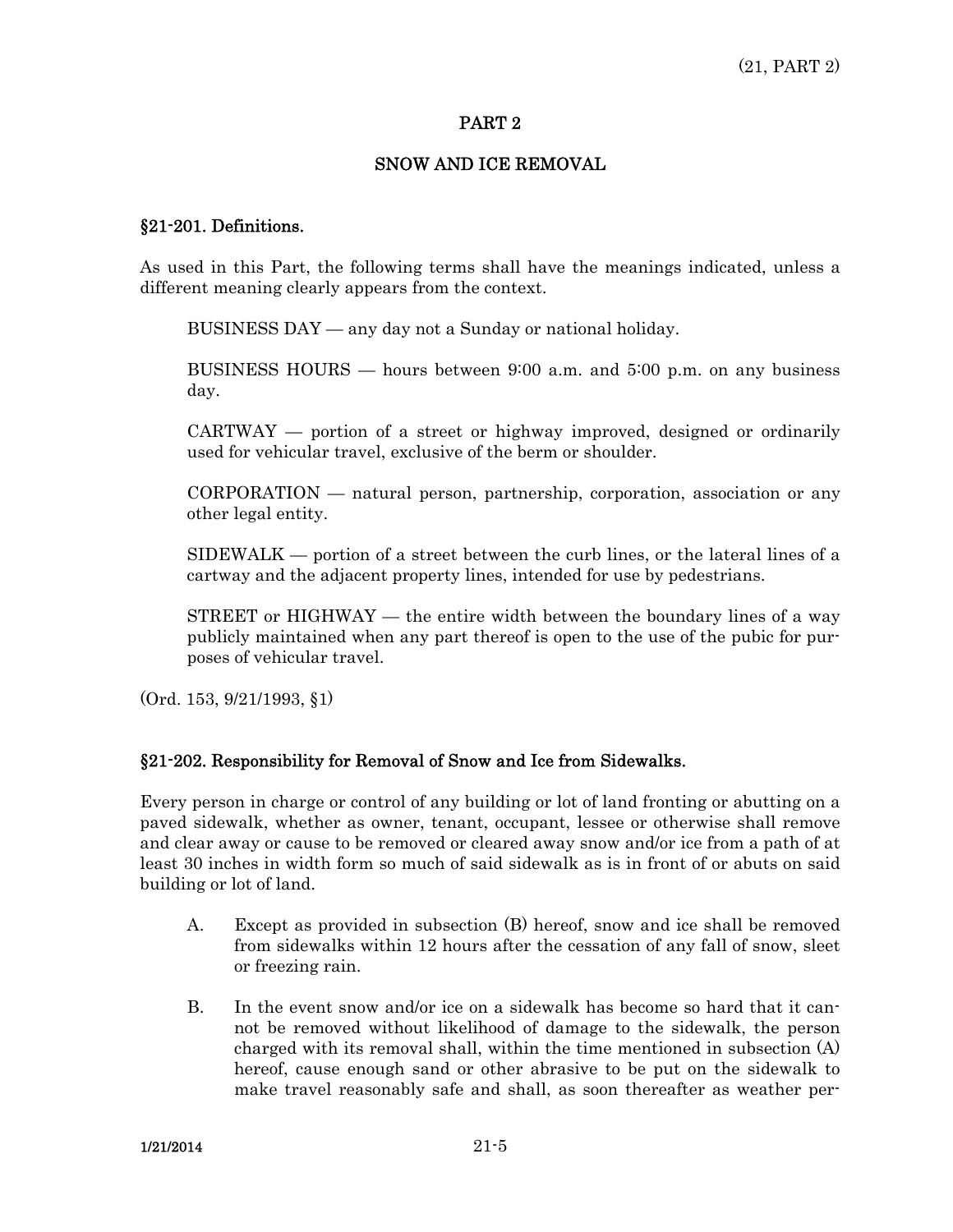# PART 2

## SNOW AND ICE REMOVAL

### §21-201. Definitions.

As used in this Part, the following terms shall have the meanings indicated, unless a different meaning clearly appears from the context.

BUSINESS DAY — any day not a Sunday or national holiday.

BUSINESS HOURS — hours between 9:00 a.m. and 5:00 p.m. on any business day.

CARTWAY — portion of a street or highway improved, designed or ordinarily used for vehicular travel, exclusive of the berm or shoulder.

CORPORATION — natural person, partnership, corporation, association or any other legal entity.

SIDEWALK — portion of a street between the curb lines, or the lateral lines of a cartway and the adjacent property lines, intended for use by pedestrians.

STREET or HIGHWAY — the entire width between the boundary lines of a way publicly maintained when any part thereof is open to the use of the pubic for purposes of vehicular travel.

(Ord. 153, 9/21/1993, §1)

### §21-202. Responsibility for Removal of Snow and Ice from Sidewalks.

Every person in charge or control of any building or lot of land fronting or abutting on a paved sidewalk, whether as owner, tenant, occupant, lessee or otherwise shall remove and clear away or cause to be removed or cleared away snow and/or ice from a path of at least 30 inches in width form so much of said sidewalk as is in front of or abuts on said building or lot of land.

A. Except as provided in subsection (B) hereof, snow and ice shall be removed from sidewalks within 12 hours after the cessation of any fall of snow, sleet or freezing rain.

B. In the event snow and/or ice on a sidewalk has become so hard that it cannot be removed without likelihood of damage to the sidewalk, the person charged with its removal shall, within the time mentioned in subsection (A) hereof, cause enough sand or other abrasive to be put on the sidewalk to make travel reasonably safe and shall, as soon thereafter as weather per-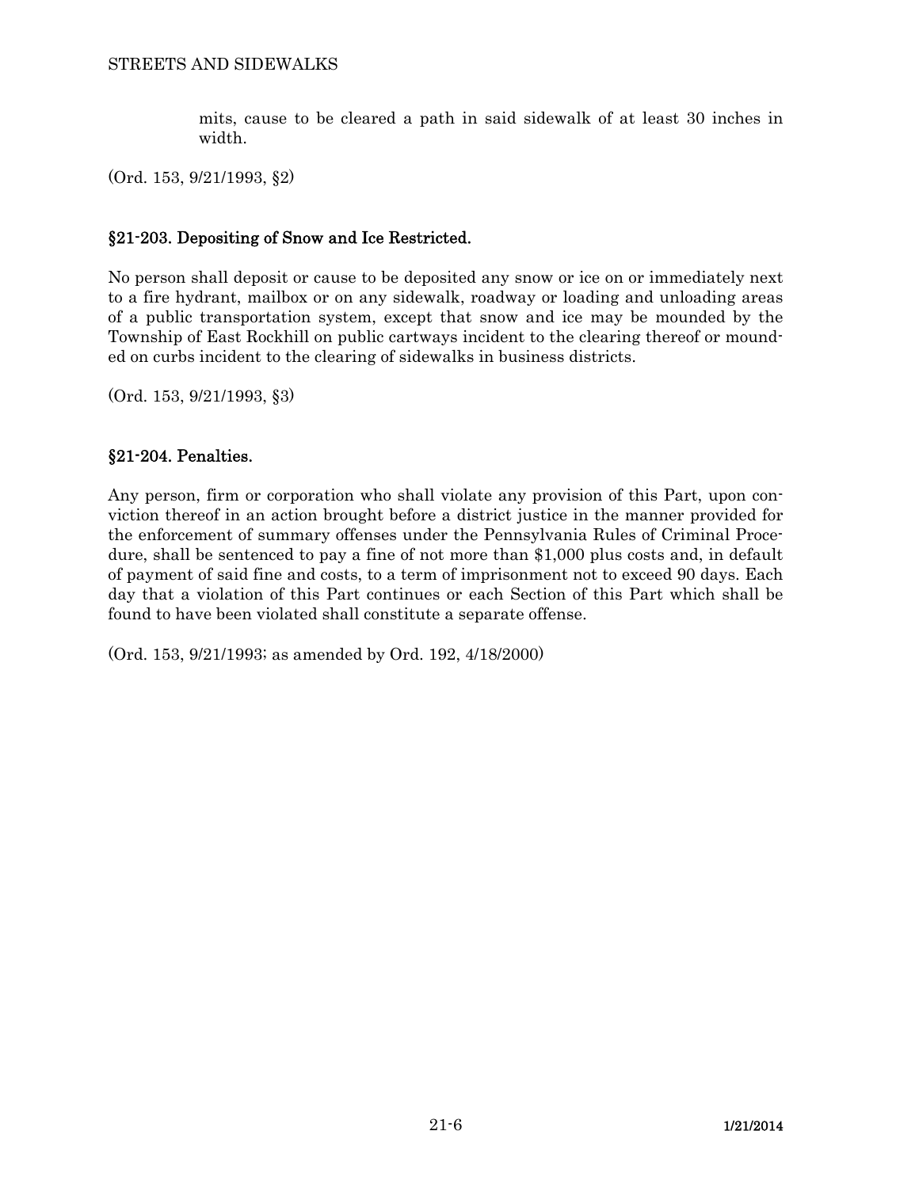mits, cause to be cleared a path in said sidewalk of at least 30 inches in width.

(Ord. 153, 9/21/1993, §2)

### §21-203. Depositing of Snow and Ice Restricted.

No person shall deposit or cause to be deposited any snow or ice on or immediately next to a fire hydrant, mailbox or on any sidewalk, roadway or loading and unloading areas of a public transportation system, except that snow and ice may be mounded by the Township of East Rockhill on public cartways incident to the clearing thereof or mounded on curbs incident to the clearing of sidewalks in business districts.

(Ord. 153, 9/21/1993, §3)

### §21-204. Penalties.

Any person, firm or corporation who shall violate any provision of this Part, upon conviction thereof in an action brought before a district justice in the manner provided for the enforcement of summary offenses under the Pennsylvania Rules of Criminal Procedure, shall be sentenced to pay a fine of not more than $1,000 plus costs and, in default of payment of said fine and costs, to a term of imprisonment not to exceed 90 days. Each day that a violation of this Part continues or each Section of this Part which shall be found to have been violated shall constitute a separate offense.

(Ord. 153, 9/21/1993; as amended by Ord. 192, 4/18/2000)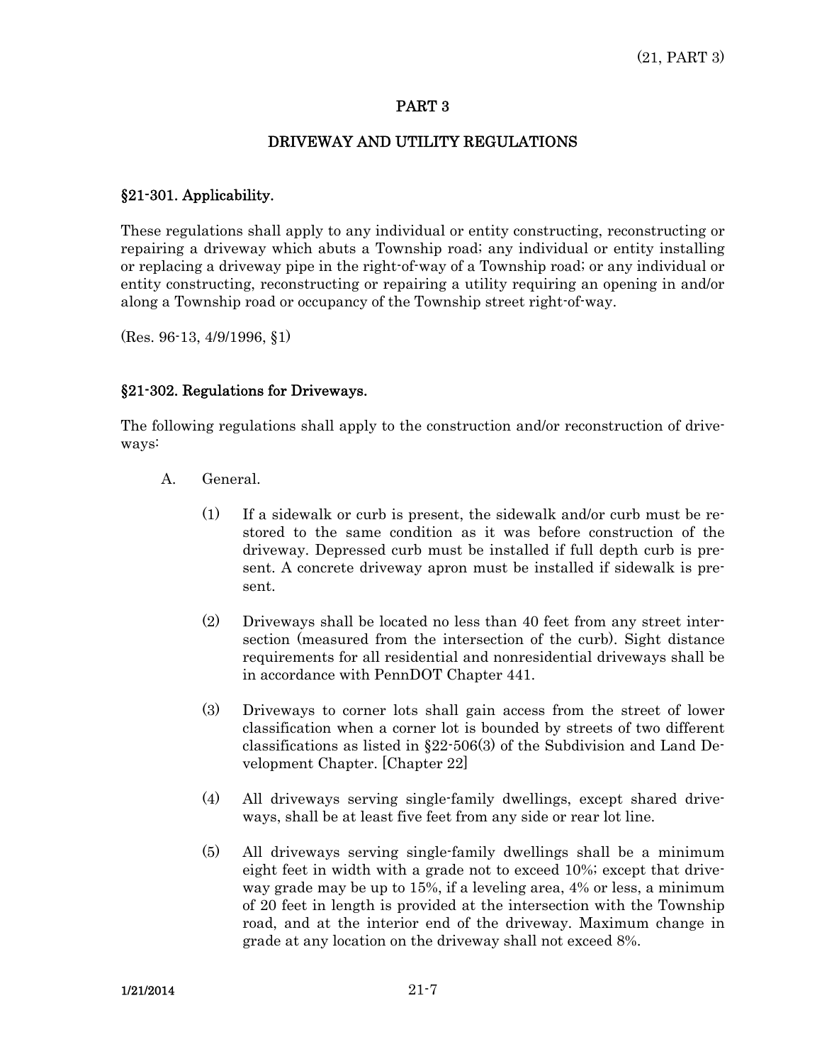# PART 3

## DRIVEWAY AND UTILITY REGULATIONS

### §21-301. Applicability.

These regulations shall apply to any individual or entity constructing, reconstructing or repairing a driveway which abuts a Township road; any individual or entity installing or replacing a driveway pipe in the right-of-way of a Township road; or any individual or entity constructing, reconstructing or repairing a utility requiring an opening in and/or along a Township road or occupancy of the Township street right-of-way.

(Res. 96-13, 4/9/1996, §1)

### §21-302. Regulations for Driveways.

The following regulations shall apply to the construction and/or reconstruction of driveways:

A. General.

(1) If a sidewalk or curb is present, the sidewalk and/or curb must be restored to the same condition as it was before construction of the driveway. Depressed curb must be installed if full depth curb is present. A concrete driveway apron must be installed if sidewalk is present.

(2) Driveways shall be located no less than 40 feet from any street intersection (measured from the intersection of the curb). Sight distance requirements for all residential and nonresidential driveways shall be in accordance with PennDOT Chapter 441.

(3) Driveways to corner lots shall gain access from the street of lower classification when a corner lot is bounded by streets of two different classifications as listed in §22-506(3) of the Subdivision and Land Development Chapter. [Chapter 22]

(4) All driveways serving single-family dwellings, except shared driveways, shall be at least five feet from any side or rear lot line.

(5) All driveways serving single-family dwellings shall be a minimum eight feet in width with a grade not to exceed 10%; except that driveway grade may be up to 15%, if a leveling area, 4% or less, a minimum of 20 feet in length is provided at the intersection with the Township road, and at the interior end of the driveway. Maximum change in grade at any location on the driveway shall not exceed 8%.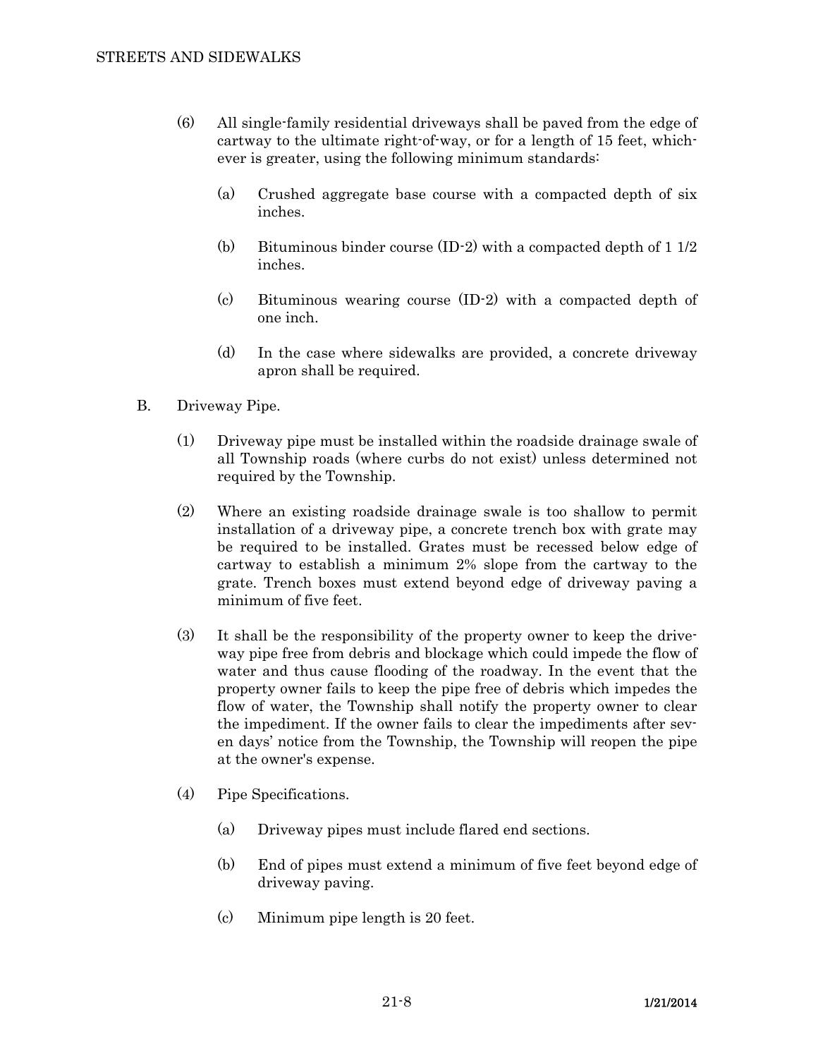(6) All single-family residential driveways shall be paved from the edge of cartway to the ultimate right-of-way, or for a length of 15 feet, whichever is greater, using the following minimum standards:

(a) Crushed aggregate base course with a compacted depth of six inches.

(b) Bituminous binder course (ID-2) with a compacted depth of 1 1/2 inches.

(c) Bituminous wearing course (ID-2) with a compacted depth of one inch.

(d) In the case where sidewalks are provided, a concrete driveway apron shall be required.

B. Driveway Pipe.

(1) Driveway pipe must be installed within the roadside drainage swale of all Township roads (where curbs do not exist) unless determined not required by the Township.

(2) Where an existing roadside drainage swale is too shallow to permit installation of a driveway pipe, a concrete trench box with grate may be required to be installed. Grates must be recessed below edge of cartway to establish a minimum 2% slope from the cartway to the grate. Trench boxes must extend beyond edge of driveway paving a minimum of five feet.

(3) It shall be the responsibility of the property owner to keep the driveway pipe free from debris and blockage which could impede the flow of water and thus cause flooding of the roadway. In the event that the property owner fails to keep the pipe free of debris which impedes the flow of water, the Township shall notify the property owner to clear the impediment. If the owner fails to clear the impediments after seven days' notice from the Township, the Township will reopen the pipe at the owner's expense.

(4) Pipe Specifications.

(a) Driveway pipes must include flared end sections.

(b) End of pipes must extend a minimum of five feet beyond edge of driveway paving.

(c) Minimum pipe length is 20 feet.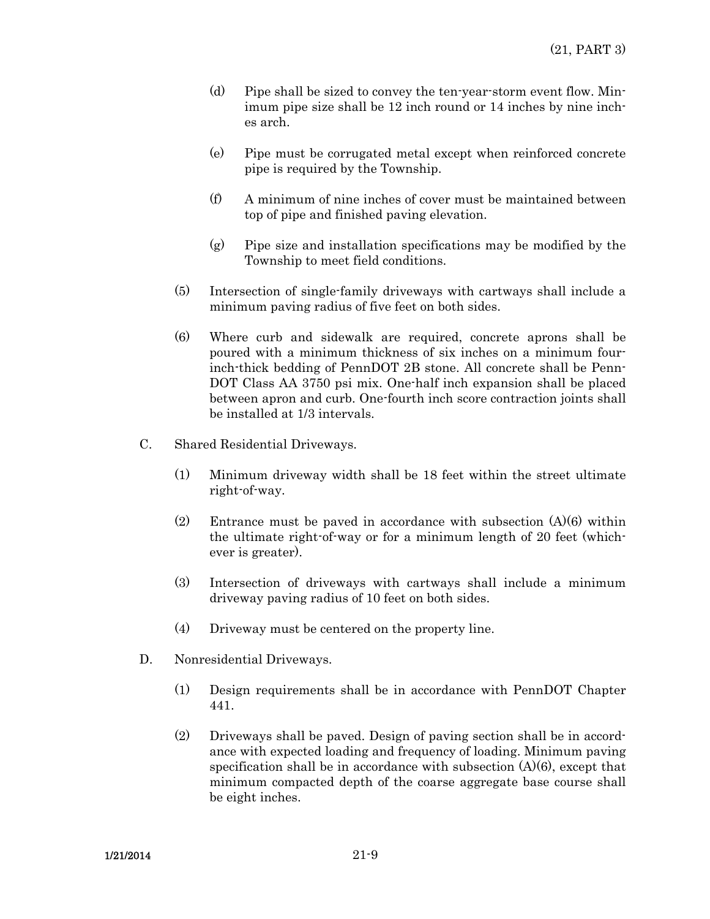(d) Pipe shall be sized to convey the ten-year-storm event flow. Minimum pipe size shall be 12 inch round or 14 inches by nine inches arch.

(e) Pipe must be corrugated metal except when reinforced concrete pipe is required by the Township.

(f) A minimum of nine inches of cover must be maintained between top of pipe and finished paving elevation.

(g) Pipe size and installation specifications may be modified by the Township to meet field conditions.

(5) Intersection of single-family driveways with cartways shall include a minimum paving radius of five feet on both sides.

(6) Where curb and sidewalk are required, concrete aprons shall be poured with a minimum thickness of six inches on a minimum four-inch-thick bedding of PennDOT 2B stone. All concrete shall be PennDOT Class AA 3750 psi mix. One-half inch expansion shall be placed between apron and curb. One-fourth inch score contraction joints shall be installed at 1/3 intervals.

C. Shared Residential Driveways.

(1) Minimum driveway width shall be 18 feet within the street ultimate right-of-way.

(2) Entrance must be paved in accordance with subsection (A)(6) within the ultimate right-of-way or for a minimum length of 20 feet (whichever is greater).

(3) Intersection of driveways with cartways shall include a minimum driveway paving radius of 10 feet on both sides.

(4) Driveway must be centered on the property line.

D. Nonresidential Driveways.

(1) Design requirements shall be in accordance with PennDOT Chapter 441.

(2) Driveways shall be paved. Design of paving section shall be in accordance with expected loading and frequency of loading. Minimum paving specification shall be in accordance with subsection (A)(6), except that minimum compacted depth of the coarse aggregate base course shall be eight inches.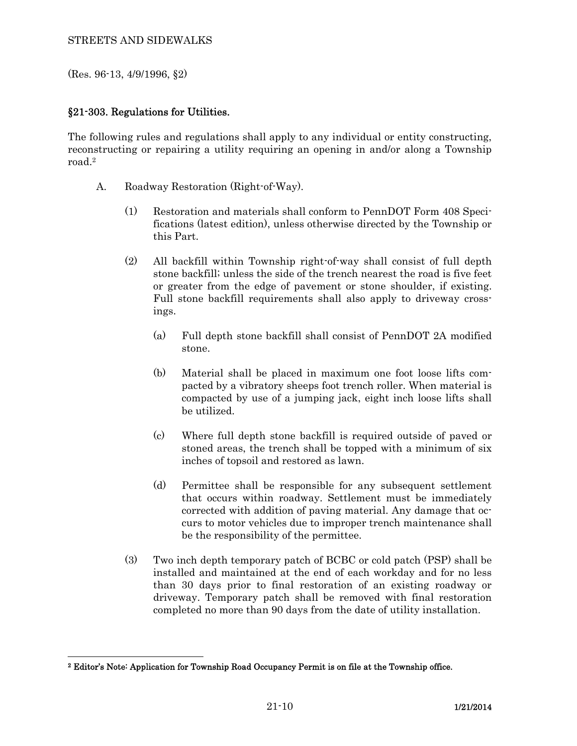(Res. 96-13, 4/9/1996, §2)

## §21-303. Regulations for Utilities.

The following rules and regulations shall apply to any individual or entity constructing, reconstructing or repairing a utility requiring an opening in and/or along a Township road.[2]

A. Roadway Restoration (Right-of-Way).

(1) Restoration and materials shall conform to PennDOT Form 408 Specifications (latest edition), unless otherwise directed by the Township or this Part.

(2) All backfill within Township right-of-way shall consist of full depth stone backfill; unless the side of the trench nearest the road is five feet or greater from the edge of pavement or stone shoulder, if existing. Full stone backfill requirements shall also apply to driveway crossings.

(a) Full depth stone backfill shall consist of PennDOT 2A modified stone.

(b) Material shall be placed in maximum one foot loose lifts compacted by a vibratory sheeps foot trench roller. When material is compacted by use of a jumping jack, eight inch loose lifts shall be utilized.

(c) Where full depth stone backfill is required outside of paved or stoned areas, the trench shall be topped with a minimum of six inches of topsoil and restored as lawn.

(d) Permittee shall be responsible for any subsequent settlement that occurs within roadway. Settlement must be immediately corrected with addition of paving material. Any damage that occurs to motor vehicles due to improper trench maintenance shall be the responsibility of the permittee.

(3) Two inch depth temporary patch of BCBC or cold patch (PSP) shall be installed and maintained at the end of each workday and for no less than 30 days prior to final restoration of an existing roadway or driveway. Temporary patch shall be removed with final restoration completed no more than 90 days from the date of utility installation.

---

[2] **Editor's Note: Application for Township Road Occupancy Permit is on file at the Township office.**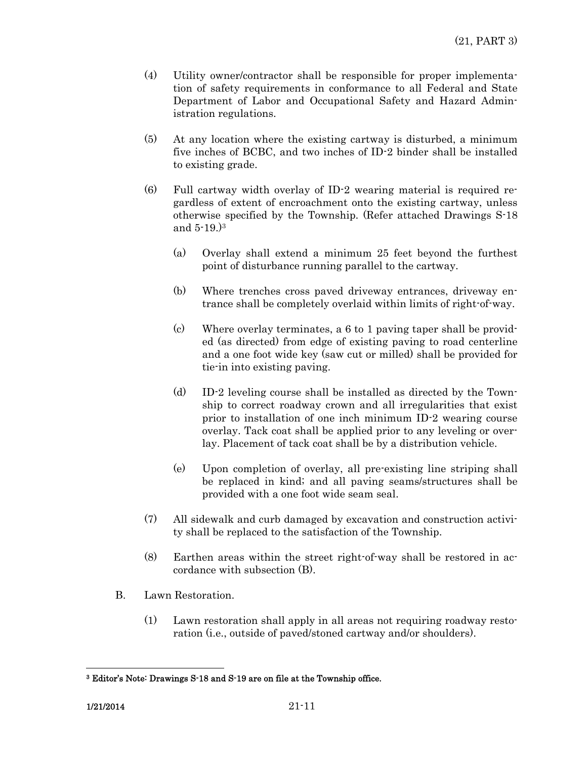(4) Utility owner/contractor shall be responsible for proper implementation of safety requirements in conformance to all Federal and State Department of Labor and Occupational Safety and Hazard Administration regulations.

(5) At any location where the existing cartway is disturbed, a minimum five inches of BCBC, and two inches of ID-2 binder shall be installed to existing grade.

(6) Full cartway width overlay of ID-2 wearing material is required regardless of extent of encroachment onto the existing cartway, unless otherwise specified by the Township. (Refer attached Drawings S-18 and 5-19.)[3]

(a) Overlay shall extend a minimum 25 feet beyond the furthest point of disturbance running parallel to the cartway.

(b) Where trenches cross paved driveway entrances, driveway entrance shall be completely overlaid within limits of right-of-way.

(c) Where overlay terminates, a 6 to 1 paving taper shall be provided (as directed) from edge of existing paving to road centerline and a one foot wide key (saw cut or milled) shall be provided for tie-in into existing paving.

(d) ID-2 leveling course shall be installed as directed by the Township to correct roadway crown and all irregularities that exist prior to installation of one inch minimum ID-2 wearing course overlay. Tack coat shall be applied prior to any leveling or overlay. Placement of tack coat shall be by a distribution vehicle.

(e) Upon completion of overlay, all pre-existing line striping shall be replaced in kind; and all paving seams/structures shall be provided with a one foot wide seam seal.

(7) All sidewalk and curb damaged by excavation and construction activity shall be replaced to the satisfaction of the Township.

(8) Earthen areas within the street right-of-way shall be restored in accordance with subsection (B).

B. Lawn Restoration.

(1) Lawn restoration shall apply in all areas not requiring roadway restoration (i.e., outside of paved/stoned cartway and/or shoulders).

---

[3] **Editor's Note: Drawings S-18 and S-19 are on file at the Township office.**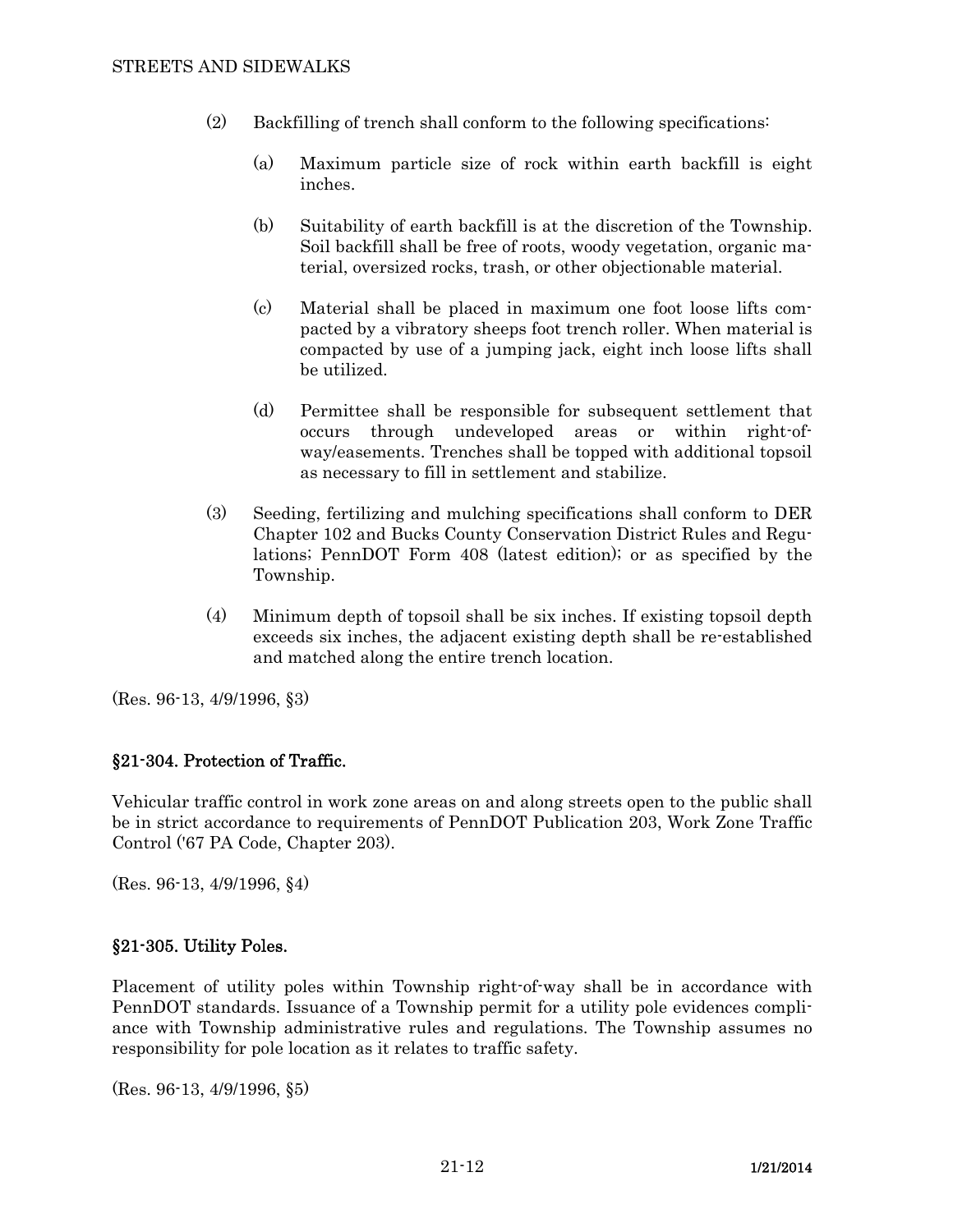(2) Backfilling of trench shall conform to the following specifications:

    (a) Maximum particle size of rock within earth backfill is eight inches.

    (b) Suitability of earth backfill is at the discretion of the Township. Soil backfill shall be free of roots, woody vegetation, organic material, oversized rocks, trash, or other objectionable material.

    (c) Material shall be placed in maximum one foot loose lifts compacted by a vibratory sheeps foot trench roller. When material is compacted by use of a jumping jack, eight inch loose lifts shall be utilized.

    (d) Permittee shall be responsible for subsequent settlement that occurs through undeveloped areas or within right-of-way/easements. Trenches shall be topped with additional topsoil as necessary to fill in settlement and stabilize.

(3) Seeding, fertilizing and mulching specifications shall conform to DER Chapter 102 and Bucks County Conservation District Rules and Regulations; PennDOT Form 408 (latest edition); or as specified by the Township.

(4) Minimum depth of topsoil shall be six inches. If existing topsoil depth exceeds six inches, the adjacent existing depth shall be re-established and matched along the entire trench location.

(Res. 96-13, 4/9/1996, §3)

## §21-304. Protection of Traffic.

Vehicular traffic control in work zone areas on and along streets open to the public shall be in strict accordance to requirements of PennDOT Publication 203, Work Zone Traffic Control ('67 PA Code, Chapter 203).

(Res. 96-13, 4/9/1996, §4)

## §21-305. Utility Poles.

Placement of utility poles within Township right-of-way shall be in accordance with PennDOT standards. Issuance of a Township permit for a utility pole evidences compliance with Township administrative rules and regulations. The Township assumes no responsibility for pole location as it relates to traffic safety.

(Res. 96-13, 4/9/1996, §5)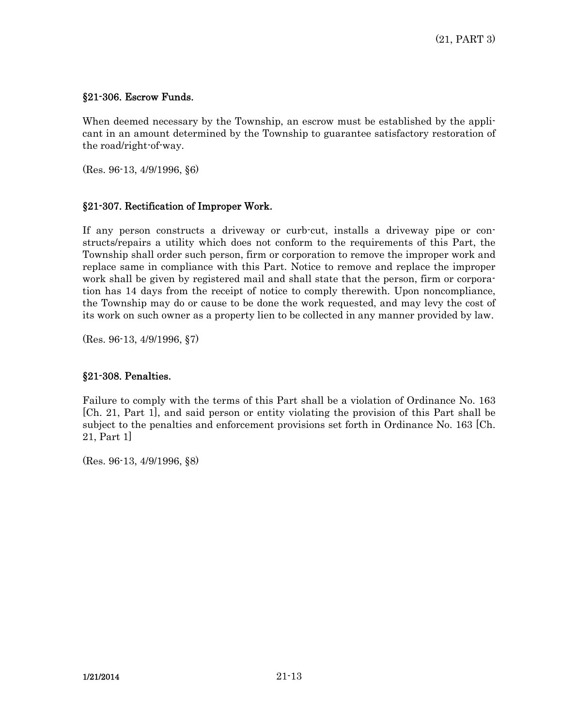### §21-306. Escrow Funds.

When deemed necessary by the Township, an escrow must be established by the applicant in an amount determined by the Township to guarantee satisfactory restoration of the road/right-of-way.

(Res. 96-13, 4/9/1996, §6)

### §21-307. Rectification of Improper Work.

If any person constructs a driveway or curb-cut, installs a driveway pipe or constructs/repairs a utility which does not conform to the requirements of this Part, the Township shall order such person, firm or corporation to remove the improper work and replace same in compliance with this Part. Notice to remove and replace the improper work shall be given by registered mail and shall state that the person, firm or corporation has 14 days from the receipt of notice to comply therewith. Upon noncompliance, the Township may do or cause to be done the work requested, and may levy the cost of its work on such owner as a property lien to be collected in any manner provided by law.

(Res. 96-13, 4/9/1996, §7)

### §21-308. Penalties.

Failure to comply with the terms of this Part shall be a violation of Ordinance No. 163 [Ch. 21, Part 1], and said person or entity violating the provision of this Part shall be subject to the penalties and enforcement provisions set forth in Ordinance No. 163 [Ch. 21, Part 1]

(Res. 96-13, 4/9/1996, §8)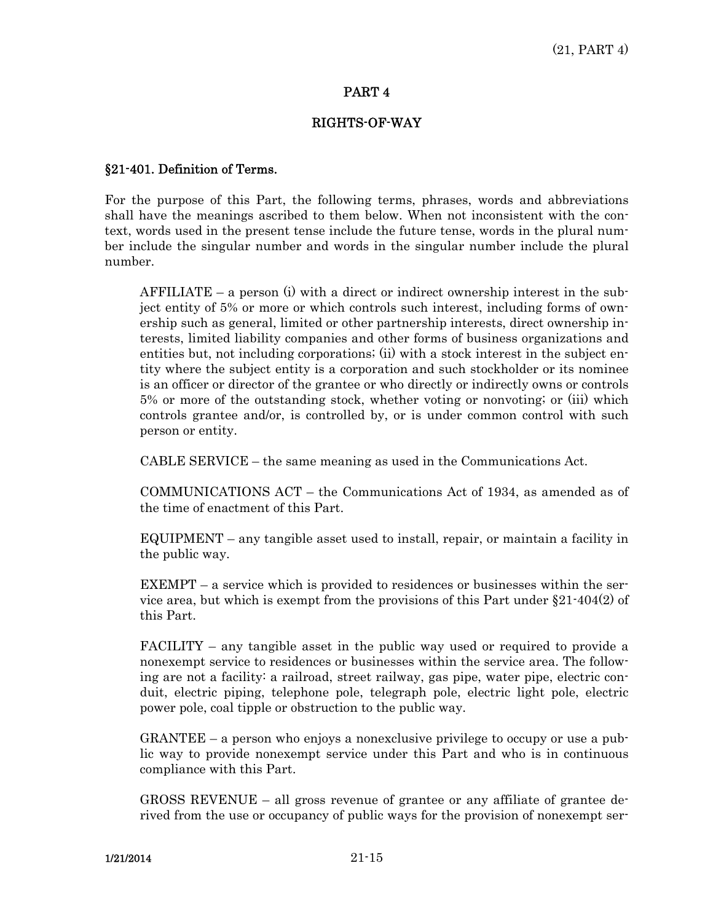## PART 4

## RIGHTS-OF-WAY

### §21-401. Definition of Terms.

For the purpose of this Part, the following terms, phrases, words and abbreviations shall have the meanings ascribed to them below. When not inconsistent with the context, words used in the present tense include the future tense, words in the plural number include the singular number and words in the singular number include the plural number.

AFFILIATE – a person (i) with a direct or indirect ownership interest in the subject entity of 5% or more or which controls such interest, including forms of ownership such as general, limited or other partnership interests, direct ownership interests, limited liability companies and other forms of business organizations and entities but, not including corporations; (ii) with a stock interest in the subject entity where the subject entity is a corporation and such stockholder or its nominee is an officer or director of the grantee or who directly or indirectly owns or controls 5% or more of the outstanding stock, whether voting or nonvoting; or (iii) which controls grantee and/or, is controlled by, or is under common control with such person or entity.

CABLE SERVICE – the same meaning as used in the Communications Act.

COMMUNICATIONS ACT – the Communications Act of 1934, as amended as of the time of enactment of this Part.

EQUIPMENT – any tangible asset used to install, repair, or maintain a facility in the public way.

EXEMPT – a service which is provided to residences or businesses within the service area, but which is exempt from the provisions of this Part under §21-404(2) of this Part.

FACILITY – any tangible asset in the public way used or required to provide a nonexempt service to residences or businesses within the service area. The following are not a facility: a railroad, street railway, gas pipe, water pipe, electric conduit, electric piping, telephone pole, telegraph pole, electric light pole, electric power pole, coal tipple or obstruction to the public way.

GRANTEE – a person who enjoys a nonexclusive privilege to occupy or use a public way to provide nonexempt service under this Part and who is in continuous compliance with this Part.

GROSS REVENUE – all gross revenue of grantee or any affiliate of grantee derived from the use or occupancy of public ways for the provision of nonexempt ser-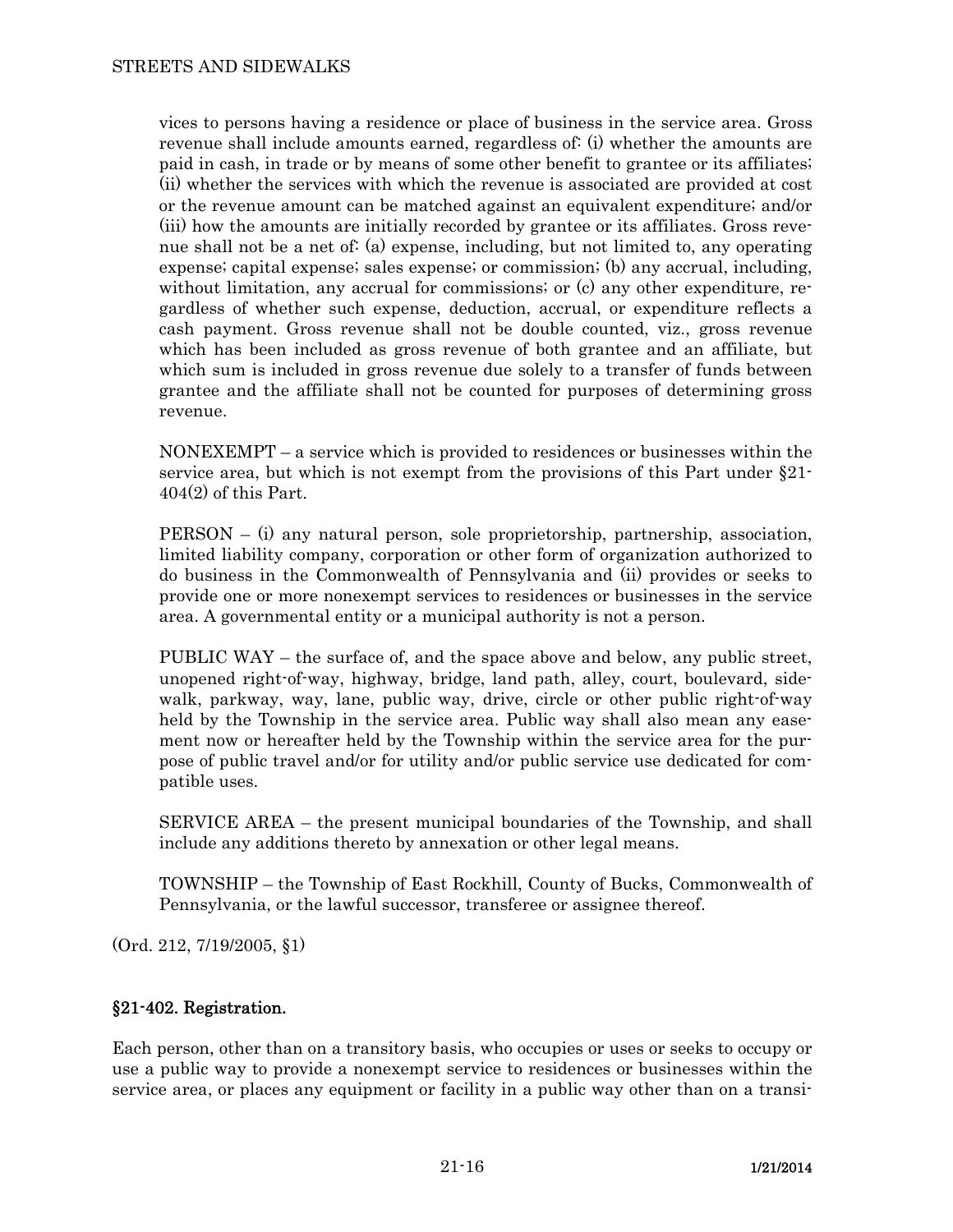vices to persons having a residence or place of business in the service area. Gross revenue shall include amounts earned, regardless of: (i) whether the amounts are paid in cash, in trade or by means of some other benefit to grantee or its affiliates; (ii) whether the services with which the revenue is associated are provided at cost or the revenue amount can be matched against an equivalent expenditure; and/or (iii) how the amounts are initially recorded by grantee or its affiliates. Gross revenue shall not be a net of: (a) expense, including, but not limited to, any operating expense; capital expense; sales expense; or commission; (b) any accrual, including, without limitation, any accrual for commissions; or (c) any other expenditure, regardless of whether such expense, deduction, accrual, or expenditure reflects a cash payment. Gross revenue shall not be double counted, viz., gross revenue which has been included as gross revenue of both grantee and an affiliate, but which sum is included in gross revenue due solely to a transfer of funds between grantee and the affiliate shall not be counted for purposes of determining gross revenue.

NONEXEMPT – a service which is provided to residences or businesses within the service area, but which is not exempt from the provisions of this Part under §21-404(2) of this Part.

PERSON – (i) any natural person, sole proprietorship, partnership, association, limited liability company, corporation or other form of organization authorized to do business in the Commonwealth of Pennsylvania and (ii) provides or seeks to provide one or more nonexempt services to residences or businesses in the service area. A governmental entity or a municipal authority is not a person.

PUBLIC WAY – the surface of, and the space above and below, any public street, unopened right-of-way, highway, bridge, land path, alley, court, boulevard, sidewalk, parkway, way, lane, public way, drive, circle or other public right-of-way held by the Township in the service area. Public way shall also mean any easement now or hereafter held by the Township within the service area for the purpose of public travel and/or for utility and/or public service use dedicated for compatible uses.

SERVICE AREA – the present municipal boundaries of the Township, and shall include any additions thereto by annexation or other legal means.

TOWNSHIP – the Township of East Rockhill, County of Bucks, Commonwealth of Pennsylvania, or the lawful successor, transferee or assignee thereof.

(Ord. 212, 7/19/2005, §1)

### §21-402. Registration.

Each person, other than on a transitory basis, who occupies or uses or seeks to occupy or use a public way to provide a nonexempt service to residences or businesses within the service area, or places any equipment or facility in a public way other than on a transi-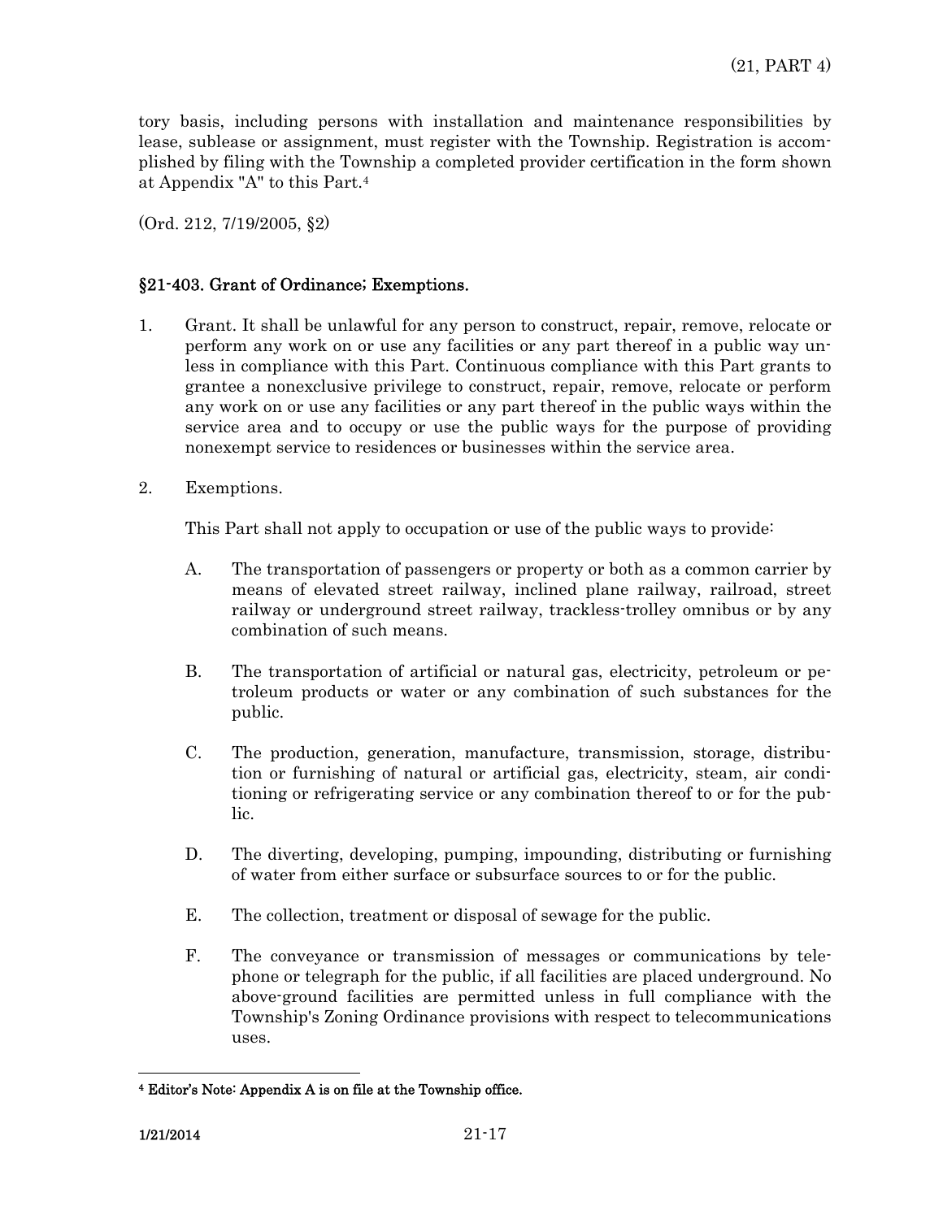tory basis, including persons with installation and maintenance responsibilities by lease, sublease or assignment, must register with the Township. Registration is accomplished by filing with the Township a completed provider certification in the form shown at Appendix "A" to this Part.[4]

(Ord. 212, 7/19/2005, §2)

## §21-403. Grant of Ordinance; Exemptions.

1. Grant. It shall be unlawful for any person to construct, repair, remove, relocate or perform any work on or use any facilities or any part thereof in a public way unless in compliance with this Part. Continuous compliance with this Part grants to grantee a nonexclusive privilege to construct, repair, remove, relocate or perform any work on or use any facilities or any part thereof in the public ways within the service area and to occupy or use the public ways for the purpose of providing nonexempt service to residences or businesses within the service area.

2. Exemptions.

   This Part shall not apply to occupation or use of the public ways to provide:

   A. The transportation of passengers or property or both as a common carrier by means of elevated street railway, inclined plane railway, railroad, street railway or underground street railway, trackless-trolley omnibus or by any combination of such means.

   B. The transportation of artificial or natural gas, electricity, petroleum or petroleum products or water or any combination of such substances for the public.

   C. The production, generation, manufacture, transmission, storage, distribution or furnishing of natural or artificial gas, electricity, steam, air conditioning or refrigerating service or any combination thereof to or for the public.

   D. The diverting, developing, pumping, impounding, distributing or furnishing of water from either surface or subsurface sources to or for the public.

   E. The collection, treatment or disposal of sewage for the public.

   F. The conveyance or transmission of messages or communications by telephone or telegraph for the public, if all facilities are placed underground. No above-ground facilities are permitted unless in full compliance with the Township's Zoning Ordinance provisions with respect to telecommunications uses.

---

[4] **Editor's Note: Appendix A is on file at the Township office.**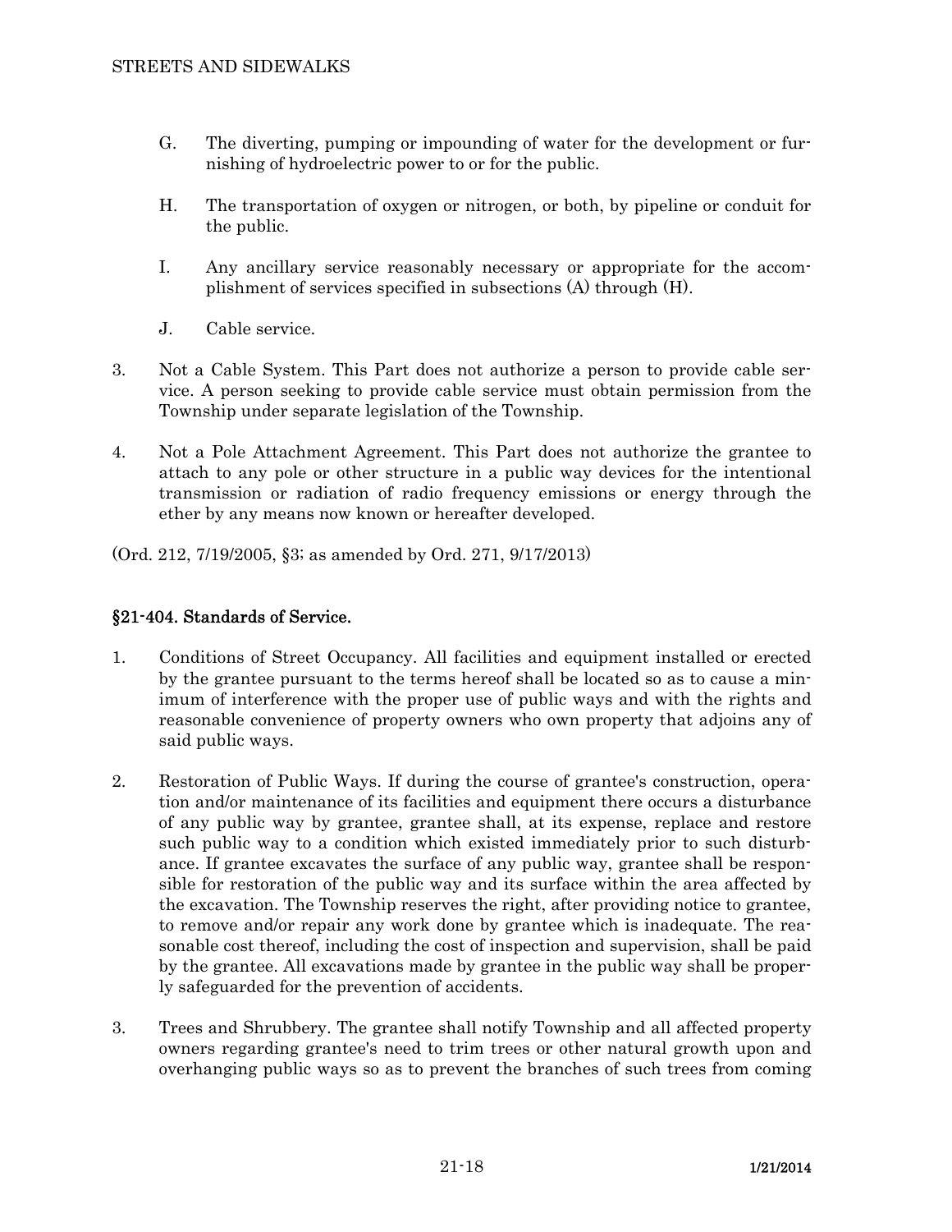G. The diverting, pumping or impounding of water for the development or furnishing of hydroelectric power to or for the public.

H. The transportation of oxygen or nitrogen, or both, by pipeline or conduit for the public.

I. Any ancillary service reasonably necessary or appropriate for the accomplishment of services specified in subsections (A) through (H).

J. Cable service.

3. Not a Cable System. This Part does not authorize a person to provide cable service. A person seeking to provide cable service must obtain permission from the Township under separate legislation of the Township.

4. Not a Pole Attachment Agreement. This Part does not authorize the grantee to attach to any pole or other structure in a public way devices for the intentional transmission or radiation of radio frequency emissions or energy through the ether by any means now known or hereafter developed.

(Ord. 212, 7/19/2005, §3; as amended by Ord. 271, 9/17/2013)

## §21-404. Standards of Service.

1. Conditions of Street Occupancy. All facilities and equipment installed or erected by the grantee pursuant to the terms hereof shall be located so as to cause a minimum of interference with the proper use of public ways and with the rights and reasonable convenience of property owners who own property that adjoins any of said public ways.

2. Restoration of Public Ways. If during the course of grantee's construction, operation and/or maintenance of its facilities and equipment there occurs a disturbance of any public way by grantee, grantee shall, at its expense, replace and restore such public way to a condition which existed immediately prior to such disturbance. If grantee excavates the surface of any public way, grantee shall be responsible for restoration of the public way and its surface within the area affected by the excavation. The Township reserves the right, after providing notice to grantee, to remove and/or repair any work done by grantee which is inadequate. The reasonable cost thereof, including the cost of inspection and supervision, shall be paid by the grantee. All excavations made by grantee in the public way shall be properly safeguarded for the prevention of accidents.

3. Trees and Shrubbery. The grantee shall notify Township and all affected property owners regarding grantee's need to trim trees or other natural growth upon and overhanging public ways so as to prevent the branches of such trees from coming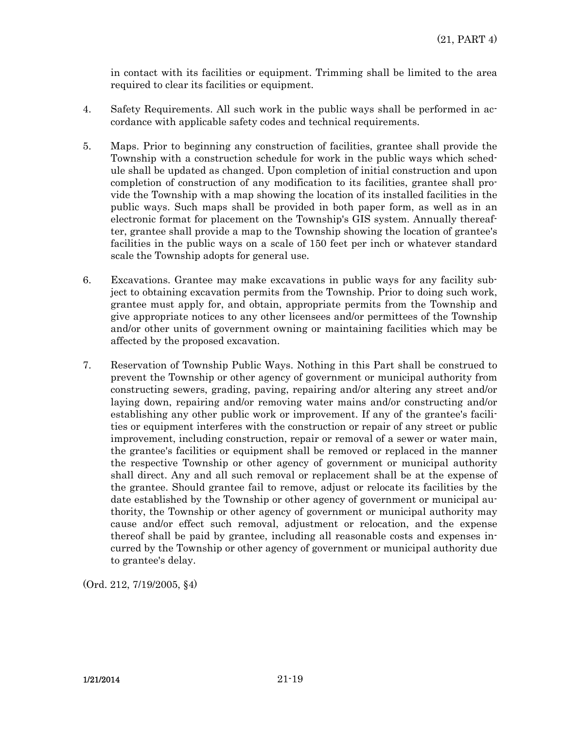in contact with its facilities or equipment. Trimming shall be limited to the area required to clear its facilities or equipment.

4. Safety Requirements. All such work in the public ways shall be performed in accordance with applicable safety codes and technical requirements.

5. Maps. Prior to beginning any construction of facilities, grantee shall provide the Township with a construction schedule for work in the public ways which schedule shall be updated as changed. Upon completion of initial construction and upon completion of construction of any modification to its facilities, grantee shall provide the Township with a map showing the location of its installed facilities in the public ways. Such maps shall be provided in both paper form, as well as in an electronic format for placement on the Township's GIS system. Annually thereafter, grantee shall provide a map to the Township showing the location of grantee's facilities in the public ways on a scale of 150 feet per inch or whatever standard scale the Township adopts for general use.

6. Excavations. Grantee may make excavations in public ways for any facility subject to obtaining excavation permits from the Township. Prior to doing such work, grantee must apply for, and obtain, appropriate permits from the Township and give appropriate notices to any other licensees and/or permittees of the Township and/or other units of government owning or maintaining facilities which may be affected by the proposed excavation.

7. Reservation of Township Public Ways. Nothing in this Part shall be construed to prevent the Township or other agency of government or municipal authority from constructing sewers, grading, paving, repairing and/or altering any street and/or laying down, repairing and/or removing water mains and/or constructing and/or establishing any other public work or improvement. If any of the grantee's facilities or equipment interferes with the construction or repair of any street or public improvement, including construction, repair or removal of a sewer or water main, the grantee's facilities or equipment shall be removed or replaced in the manner the respective Township or other agency of government or municipal authority shall direct. Any and all such removal or replacement shall be at the expense of the grantee. Should grantee fail to remove, adjust or relocate its facilities by the date established by the Township or other agency of government or municipal authority, the Township or other agency of government or municipal authority may cause and/or effect such removal, adjustment or relocation, and the expense thereof shall be paid by grantee, including all reasonable costs and expenses incurred by the Township or other agency of government or municipal authority due to grantee's delay.

(Ord. 212, 7/19/2005, §4)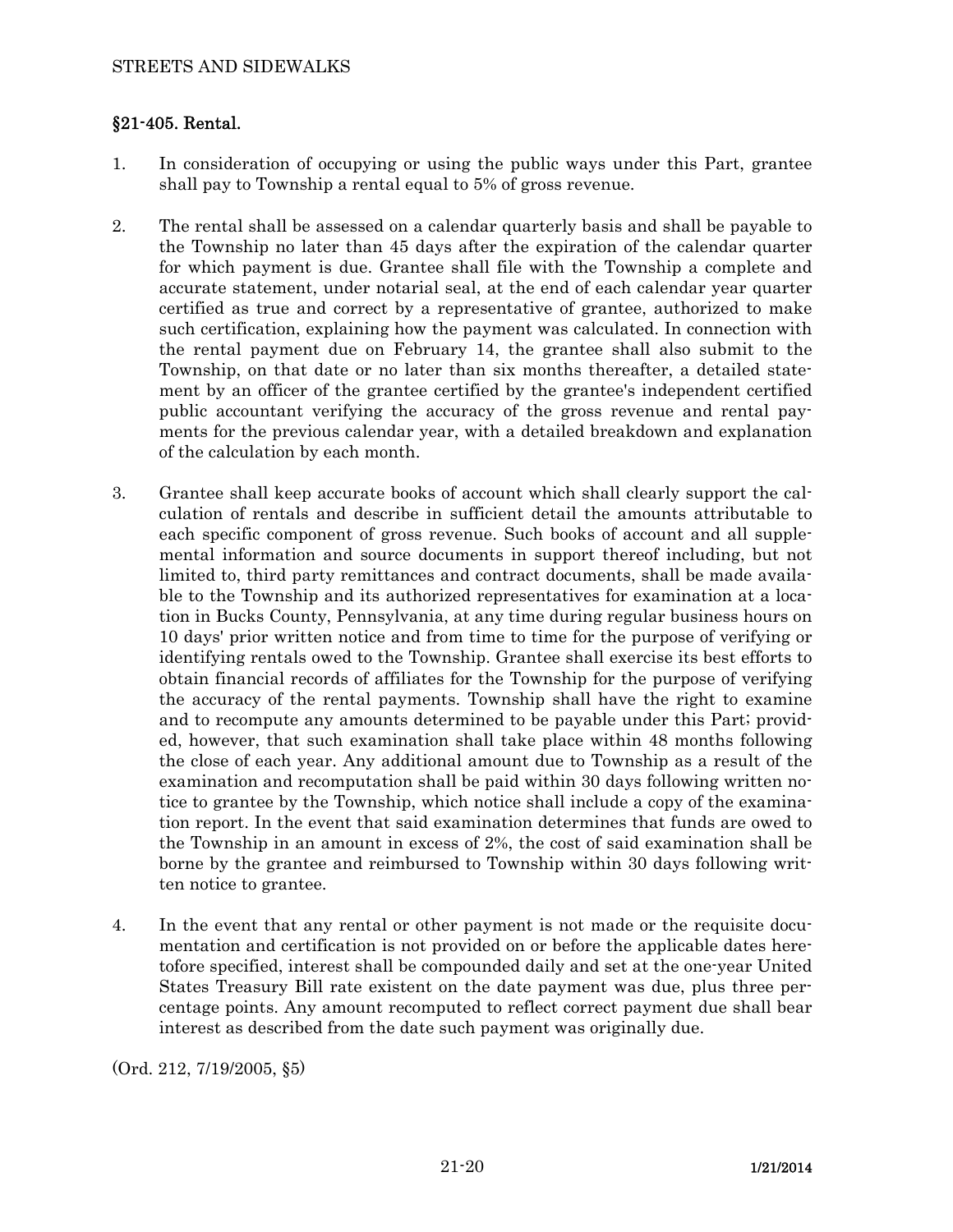## §21-405. Rental.

1. In consideration of occupying or using the public ways under this Part, grantee shall pay to Township a rental equal to 5% of gross revenue.

2. The rental shall be assessed on a calendar quarterly basis and shall be payable to the Township no later than 45 days after the expiration of the calendar quarter for which payment is due. Grantee shall file with the Township a complete and accurate statement, under notarial seal, at the end of each calendar year quarter certified as true and correct by a representative of grantee, authorized to make such certification, explaining how the payment was calculated. In connection with the rental payment due on February 14, the grantee shall also submit to the Township, on that date or no later than six months thereafter, a detailed statement by an officer of the grantee certified by the grantee's independent certified public accountant verifying the accuracy of the gross revenue and rental payments for the previous calendar year, with a detailed breakdown and explanation of the calculation by each month.

3. Grantee shall keep accurate books of account which shall clearly support the calculation of rentals and describe in sufficient detail the amounts attributable to each specific component of gross revenue. Such books of account and all supplemental information and source documents in support thereof including, but not limited to, third party remittances and contract documents, shall be made available to the Township and its authorized representatives for examination at a location in Bucks County, Pennsylvania, at any time during regular business hours on 10 days' prior written notice and from time to time for the purpose of verifying or identifying rentals owed to the Township. Grantee shall exercise its best efforts to obtain financial records of affiliates for the Township for the purpose of verifying the accuracy of the rental payments. Township shall have the right to examine and to recompute any amounts determined to be payable under this Part; provided, however, that such examination shall take place within 48 months following the close of each year. Any additional amount due to Township as a result of the examination and recomputation shall be paid within 30 days following written notice to grantee by the Township, which notice shall include a copy of the examination report. In the event that said examination determines that funds are owed to the Township in an amount in excess of 2%, the cost of said examination shall be borne by the grantee and reimbursed to Township within 30 days following written notice to grantee.

4. In the event that any rental or other payment is not made or the requisite documentation and certification is not provided on or before the applicable dates heretofore specified, interest shall be compounded daily and set at the one-year United States Treasury Bill rate existent on the date payment was due, plus three percentage points. Any amount recomputed to reflect correct payment due shall bear interest as described from the date such payment was originally due.

(Ord. 212, 7/19/2005, §5)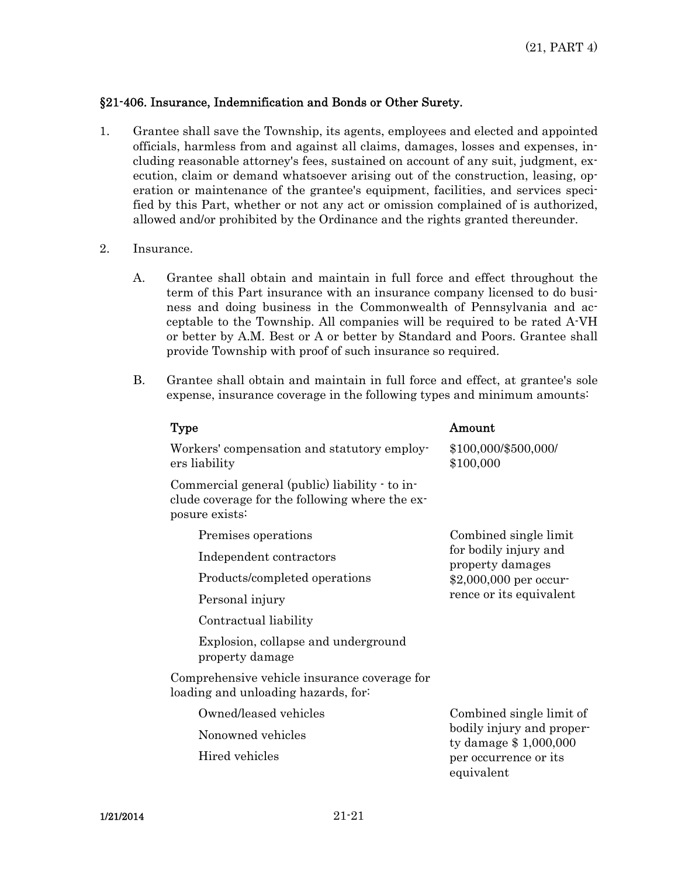## §21-406. Insurance, Indemnification and Bonds or Other Surety.

1. Grantee shall save the Township, its agents, employees and elected and appointed officials, harmless from and against all claims, damages, losses and expenses, including reasonable attorney's fees, sustained on account of any suit, judgment, execution, claim or demand whatsoever arising out of the construction, leasing, operation or maintenance of the grantee's equipment, facilities, and services specified by this Part, whether or not any act or omission complained of is authorized, allowed and/or prohibited by the Ordinance and the rights granted thereunder.

2. Insurance.

   A. Grantee shall obtain and maintain in full force and effect throughout the term of this Part insurance with an insurance company licensed to do business and doing business in the Commonwealth of Pennsylvania and acceptable to the Township. All companies will be required to be rated A-VH or better by A.M. Best or A or better by Standard and Poors. Grantee shall provide Township with proof of such insurance so required.

   B. Grantee shall obtain and maintain in full force and effect, at grantee's sole expense, insurance coverage in the following types and minimum amounts:

| Type | Amount |
|---|---|
| Workers' compensation and statutory employers liability | $100,000/$500,000/ $100,000 |
| Commercial general (public) liability - to include coverage for the following where the exposure exists: | |
| Premises operations<br>Independent contractors<br>Products/completed operations<br>Personal injury<br>Contractual liability<br>Explosion, collapse and underground property damage | Combined single limit for bodily injury and property damages $2,000,000 per occurrence or its equivalent |
| Comprehensive vehicle insurance coverage for loading and unloading hazards, for: | |
| Owned/leased vehicles<br>Nonowned vehicles<br>Hired vehicles | Combined single limit of bodily injury and property damage $ 1,000,000 per occurrence or its equivalent |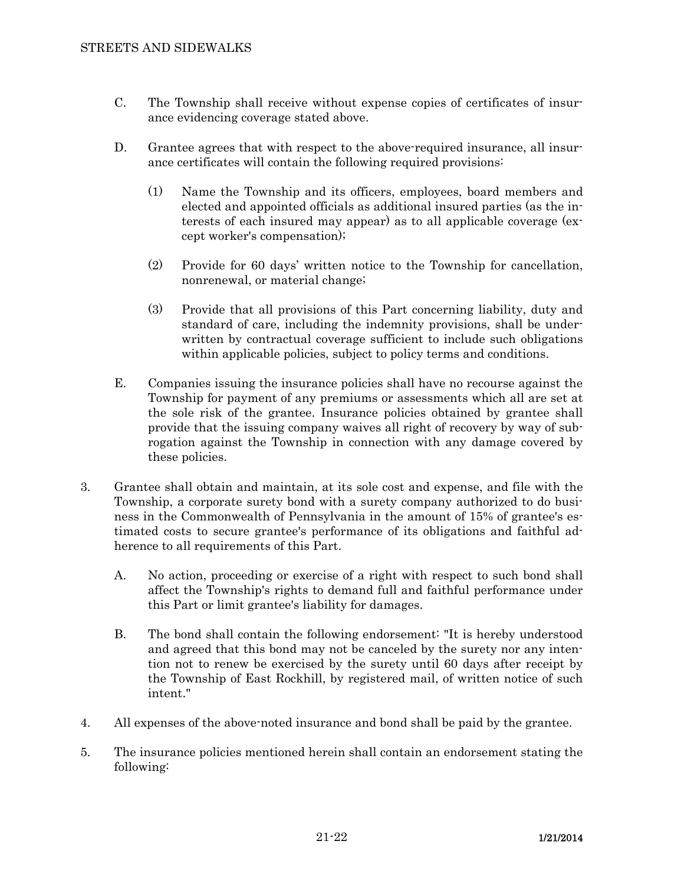C. The Township shall receive without expense copies of certificates of insurance evidencing coverage stated above.

D. Grantee agrees that with respect to the above-required insurance, all insurance certificates will contain the following required provisions:

(1) Name the Township and its officers, employees, board members and elected and appointed officials as additional insured parties (as the interests of each insured may appear) as to all applicable coverage (except worker's compensation);

(2) Provide for 60 days' written notice to the Township for cancellation, nonrenewal, or material change;

(3) Provide that all provisions of this Part concerning liability, duty and standard of care, including the indemnity provisions, shall be underwritten by contractual coverage sufficient to include such obligations within applicable policies, subject to policy terms and conditions.

E. Companies issuing the insurance policies shall have no recourse against the Township for payment of any premiums or assessments which all are set at the sole risk of the grantee. Insurance policies obtained by grantee shall provide that the issuing company waives all right of recovery by way of subrogation against the Township in connection with any damage covered by these policies.

3. Grantee shall obtain and maintain, at its sole cost and expense, and file with the Township, a corporate surety bond with a surety company authorized to do business in the Commonwealth of Pennsylvania in the amount of 15% of grantee's estimated costs to secure grantee's performance of its obligations and faithful adherence to all requirements of this Part.

A. No action, proceeding or exercise of a right with respect to such bond shall affect the Township's rights to demand full and faithful performance under this Part or limit grantee's liability for damages.

B. The bond shall contain the following endorsement: "It is hereby understood and agreed that this bond may not be canceled by the surety nor any intention not to renew be exercised by the surety until 60 days after receipt by the Township of East Rockhill, by registered mail, of written notice of such intent."

4. All expenses of the above-noted insurance and bond shall be paid by the grantee.

5. The insurance policies mentioned herein shall contain an endorsement stating the following: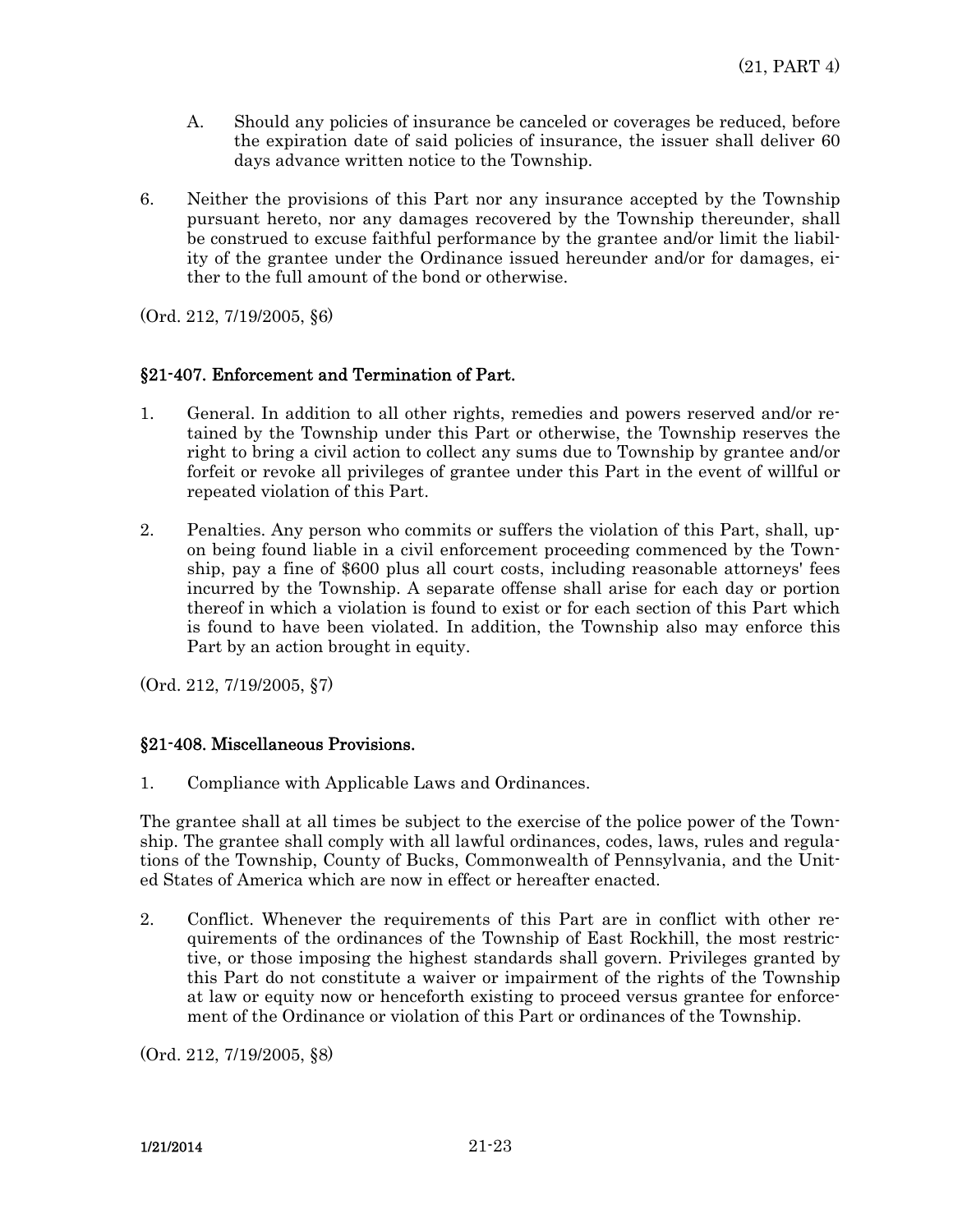A. Should any policies of insurance be canceled or coverages be reduced, before the expiration date of said policies of insurance, the issuer shall deliver 60 days advance written notice to the Township.

6. Neither the provisions of this Part nor any insurance accepted by the Township pursuant hereto, nor any damages recovered by the Township thereunder, shall be construed to excuse faithful performance by the grantee and/or limit the liability of the grantee under the Ordinance issued hereunder and/or for damages, either to the full amount of the bond or otherwise.

(Ord. 212, 7/19/2005, §6)

## §21-407. Enforcement and Termination of Part.

1. General. In addition to all other rights, remedies and powers reserved and/or retained by the Township under this Part or otherwise, the Township reserves the right to bring a civil action to collect any sums due to Township by grantee and/or forfeit or revoke all privileges of grantee under this Part in the event of willful or repeated violation of this Part.

2. Penalties. Any person who commits or suffers the violation of this Part, shall, upon being found liable in a civil enforcement proceeding commenced by the Township, pay a fine of $600 plus all court costs, including reasonable attorneys' fees incurred by the Township. A separate offense shall arise for each day or portion thereof in which a violation is found to exist or for each section of this Part which is found to have been violated. In addition, the Township also may enforce this Part by an action brought in equity.

(Ord. 212, 7/19/2005, §7)

## §21-408. Miscellaneous Provisions.

1. Compliance with Applicable Laws and Ordinances.

The grantee shall at all times be subject to the exercise of the police power of the Township. The grantee shall comply with all lawful ordinances, codes, laws, rules and regulations of the Township, County of Bucks, Commonwealth of Pennsylvania, and the United States of America which are now in effect or hereafter enacted.

2. Conflict. Whenever the requirements of this Part are in conflict with other requirements of the ordinances of the Township of East Rockhill, the most restrictive, or those imposing the highest standards shall govern. Privileges granted by this Part do not constitute a waiver or impairment of the rights of the Township at law or equity now or henceforth existing to proceed versus grantee for enforcement of the Ordinance or violation of this Part or ordinances of the Township.

(Ord. 212, 7/19/2005, §8)